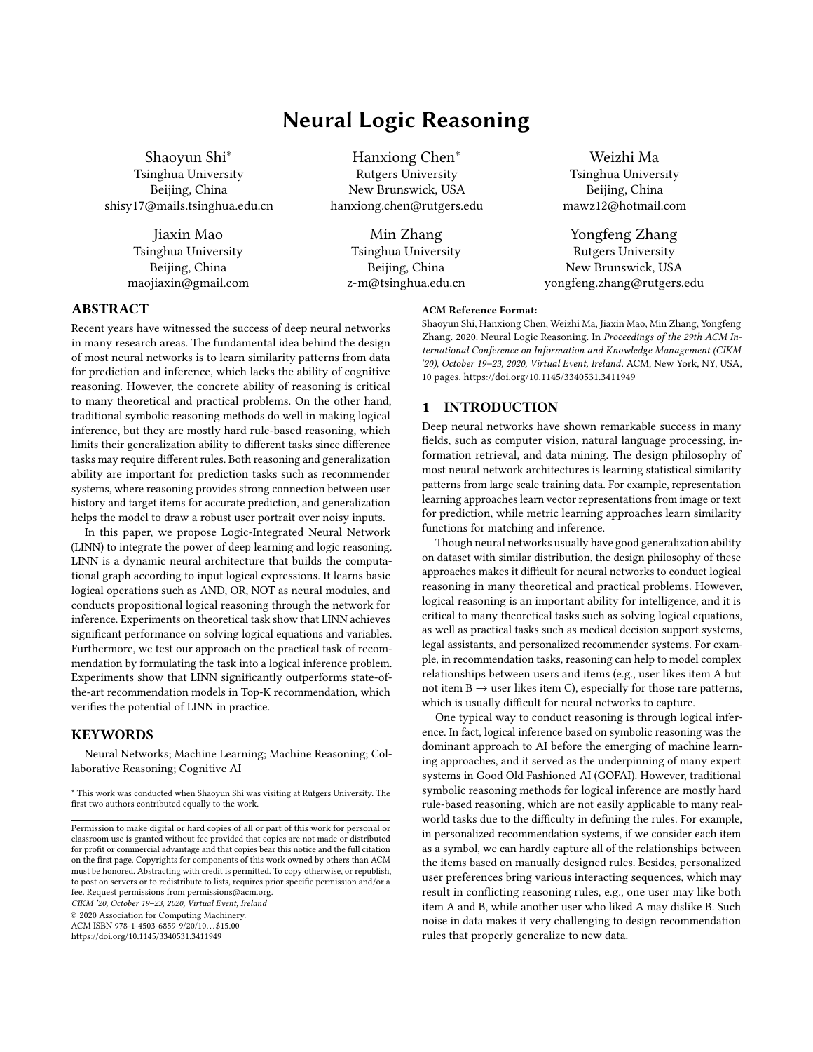# Neural Logic Reasoning

Shaoyun Shi*
Tsinghua University
Beijing, China
shisy17@mails.tsinghua.edu.cn

Hanxiong Chen*
Rutgers University
New Brunswick, USA
hanxiong.chen@rutgers.edu

Weizhi Ma
Tsinghua University
Beijing, China
mawz12@hotmail.com

Jiaxin Mao
Tsinghua University
Beijing, China
maojiaxin@gmail.com

Min Zhang
Tsinghua University
Beijing, China
z-m@tsinghua.edu.cn

Yongfeng Zhang
Rutgers University
New Brunswick, USA
yongfeng.zhang@rutgers.edu

## ABSTRACT

Recent years have witnessed the success of deep neural networks in many research areas. The fundamental idea behind the design of most neural networks is to learn similarity patterns from data for prediction and inference, which lacks the ability of cognitive reasoning. However, the concrete ability of reasoning is critical to many theoretical and practical problems. On the other hand, traditional symbolic reasoning methods do well in making logical inference, but they are mostly hard rule-based reasoning, which limits their generalization ability to different tasks since difference tasks may require different rules. Both reasoning and generalization ability are important for prediction tasks such as recommender systems, where reasoning provides strong connection between user history and target items for accurate prediction, and generalization helps the model to draw a robust user portrait over noisy inputs.

In this paper, we propose Logic-Integrated Neural Network (LINN) to integrate the power of deep learning and logic reasoning. LINN is a dynamic neural architecture that builds the computational graph according to input logical expressions. It learns basic logical operations such as AND, OR, NOT as neural modules, and conducts propositional logical reasoning through the network for inference. Experiments on theoretical task show that LINN achieves significant performance on solving logical equations and variables. Furthermore, we test our approach on the practical task of recommendation by formulating the task into a logical inference problem. Experiments show that LINN significantly outperforms state-of-the-art recommendation models in Top-K recommendation, which verifies the potential of LINN in practice.

## KEYWORDS

Neural Networks; Machine Learning; Machine Reasoning; Collaborative Reasoning; Cognitive AI

* This work was conducted when Shaoyun Shi was visiting at Rutgers University. The first two authors contributed equally to the work.

Permission to make digital or hard copies of all or part of this work for personal or classroom use is granted without fee provided that copies are not made or distributed for profit or commercial advantage and that copies bear this notice and the full citation on the first page. Copyrights for components of this work owned by others than ACM must be honored. Abstracting with credit is permitted. To copy otherwise, or republish, to post on servers or to redistribute to lists, requires prior specific permission and/or a fee. Request permissions from permissions@acm.org.
*CIKM '20, October 19–23, 2020, Virtual Event, Ireland*
© 2020 Association for Computing Machinery.
ACM ISBN 978-1-4503-6859-9/20/10...$15.00
https://doi.org/10.1145/3340531.3411949

**ACM Reference Format:**
Shaoyun Shi, Hanxiong Chen, Weizhi Ma, Jiaxin Mao, Min Zhang, Yongfeng Zhang. 2020. Neural Logic Reasoning. In *Proceedings of the 29th ACM International Conference on Information and Knowledge Management (CIKM '20), October 19–23, 2020, Virtual Event, Ireland*. ACM, New York, NY, USA, 10 pages. https://doi.org/10.1145/3340531.3411949

## 1 INTRODUCTION

Deep neural networks have shown remarkable success in many fields, such as computer vision, natural language processing, information retrieval, and data mining. The design philosophy of most neural network architectures is learning statistical similarity patterns from large scale training data. For example, representation learning approaches learn vector representations from image or text for prediction, while metric learning approaches learn similarity functions for matching and inference.

Though neural networks usually have good generalization ability on dataset with similar distribution, the design philosophy of these approaches makes it difficult for neural networks to conduct logical reasoning in many theoretical and practical problems. However, logical reasoning is an important ability for intelligence, and it is critical to many theoretical tasks such as solving logical equations, as well as practical tasks such as medical decision support systems, legal assistants, and personalized recommender systems. For example, in recommendation tasks, reasoning can help to model complex relationships between users and items (e.g., user likes item A but not item B → user likes item C), especially for those rare patterns, which is usually difficult for neural networks to capture.

One typical way to conduct reasoning is through logical inference. In fact, logical inference based on symbolic reasoning was the dominant approach to AI before the emerging of machine learning approaches, and it served as the underpinning of many expert systems in Good Old Fashioned AI (GOFAI). However, traditional symbolic reasoning methods for logical inference are mostly hard rule-based reasoning, which are not easily applicable to many real-world tasks due to the difficulty in defining the rules. For example, in personalized recommendation systems, if we consider each item as a symbol, we can hardly capture all of the relationships between the items based on manually designed rules. Besides, personalized user preferences bring various interacting sequences, which may result in conflicting reasoning rules, e.g., one user may like both item A and B, while another user who liked A may dislike B. Such noise in data makes it very challenging to design recommendation rules that properly generalize to new data.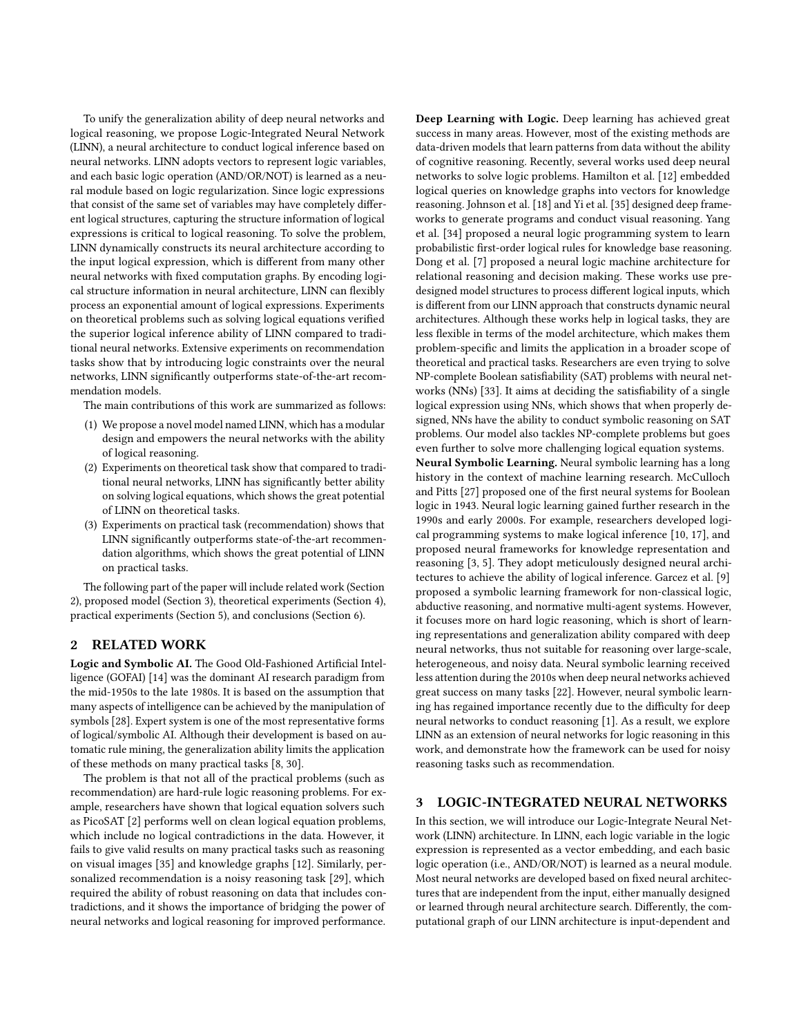To unify the generalization ability of deep neural networks and logical reasoning, we propose Logic-Integrated Neural Network (LINN), a neural architecture to conduct logical inference based on neural networks. LINN adopts vectors to represent logic variables, and each basic logic operation (AND/OR/NOT) is learned as a neural module based on logic regularization. Since logic expressions that consist of the same set of variables may have completely different logical structures, capturing the structure information of logical expressions is critical to logical reasoning. To solve the problem, LINN dynamically constructs its neural architecture according to the input logical expression, which is different from many other neural networks with fixed computation graphs. By encoding logical structure information in neural architecture, LINN can flexibly process an exponential amount of logical expressions. Experiments on theoretical problems such as solving logical equations verified the superior logical inference ability of LINN compared to traditional neural networks. Extensive experiments on recommendation tasks show that by introducing logic constraints over the neural networks, LINN significantly outperforms state-of-the-art recommendation models.

The main contributions of this work are summarized as follows:

1. We propose a novel model named LINN, which has a modular design and empowers the neural networks with the ability of logical reasoning.
2. Experiments on theoretical task show that compared to traditional neural networks, LINN has significantly better ability on solving logical equations, which shows the great potential of LINN on theoretical tasks.
3. Experiments on practical task (recommendation) shows that LINN significantly outperforms state-of-the-art recommendation algorithms, which shows the great potential of LINN on practical tasks.

The following part of the paper will include related work (Section 2), proposed model (Section 3), theoretical experiments (Section 4), practical experiments (Section 5), and conclusions (Section 6).

## 2 RELATED WORK

**Logic and Symbolic AI.** The Good Old-Fashioned Artificial Intelligence (GOFAI) [14] was the dominant AI research paradigm from the mid-1950s to the late 1980s. It is based on the assumption that many aspects of intelligence can be achieved by the manipulation of symbols [28]. Expert system is one of the most representative forms of logical/symbolic AI. Although their development is based on automatic rule mining, the generalization ability limits the application of these methods on many practical tasks [8, 30].

The problem is that not all of the practical problems (such as recommendation) are hard-rule logic reasoning problems. For example, researchers have shown that logical equation solvers such as PicoSAT [2] performs well on clean logical equation problems, which include no logical contradictions in the data. However, it fails to give valid results on many practical tasks such as reasoning on visual images [35] and knowledge graphs [12]. Similarly, personalized recommendation is a noisy reasoning task [29], which required the ability of robust reasoning on data that includes contradictions, and it shows the importance of bridging the power of neural networks and logical reasoning for improved performance.

**Deep Learning with Logic.** Deep learning has achieved great success in many areas. However, most of the existing methods are data-driven models that learn patterns from data without the ability of cognitive reasoning. Recently, several works used deep neural networks to solve logic problems. Hamilton et al. [12] embedded logical queries on knowledge graphs into vectors for knowledge reasoning. Johnson et al. [18] and Yi et al. [35] designed deep frameworks to generate programs and conduct visual reasoning. Yang et al. [34] proposed a neural logic programming system to learn probabilistic first-order logical rules for knowledge base reasoning. Dong et al. [7] proposed a neural logic machine architecture for relational reasoning and decision making. These works use predesigned model structures to process different logical inputs, which is different from our LINN approach that constructs dynamic neural architectures. Although these works help in logical tasks, they are less flexible in terms of the model architecture, which makes them problem-specific and limits the application in a broader scope of theoretical and practical tasks. Researchers are even trying to solve NP-complete Boolean satisfiability (SAT) problems with neural networks (NNs) [33]. It aims at deciding the satisfiability of a single logical expression using NNs, which shows that when properly designed, NNs have the ability to conduct symbolic reasoning on SAT problems. Our model also tackles NP-complete problems but goes even further to solve more challenging logical equation systems.

**Neural Symbolic Learning.** Neural symbolic learning has a long history in the context of machine learning research. McCulloch and Pitts [27] proposed one of the first neural systems for Boolean logic in 1943. Neural logic learning gained further research in the 1990s and early 2000s. For example, researchers developed logical programming systems to make logical inference [10, 17], and proposed neural frameworks for knowledge representation and reasoning [3, 5]. They adopt meticulously designed neural architectures to achieve the ability of logical inference. Garcez et al. [9] proposed a symbolic learning framework for non-classical logic, abductive reasoning, and normative multi-agent systems. However, it focuses more on hard logic reasoning, which is short of learning representations and generalization ability compared with deep neural networks, thus not suitable for reasoning over large-scale, heterogeneous, and noisy data. Neural symbolic learning received less attention during the 2010s when deep neural networks achieved great success on many tasks [22]. However, neural symbolic learning has regained importance recently due to the difficulty for deep neural networks to conduct reasoning [1]. As a result, we explore LINN as an extension of neural networks for logic reasoning in this work, and demonstrate how the framework can be used for noisy reasoning tasks such as recommendation.

## 3 LOGIC-INTEGRATED NEURAL NETWORKS

In this section, we will introduce our Logic-Integrate Neural Network (LINN) architecture. In LINN, each logic variable in the logic expression is represented as a vector embedding, and each basic logic operation (i.e., AND/OR/NOT) is learned as a neural module. Most neural networks are developed based on fixed neural architectures that are independent from the input, either manually designed or learned through neural architecture search. Differently, the computational graph of our LINN architecture is input-dependent and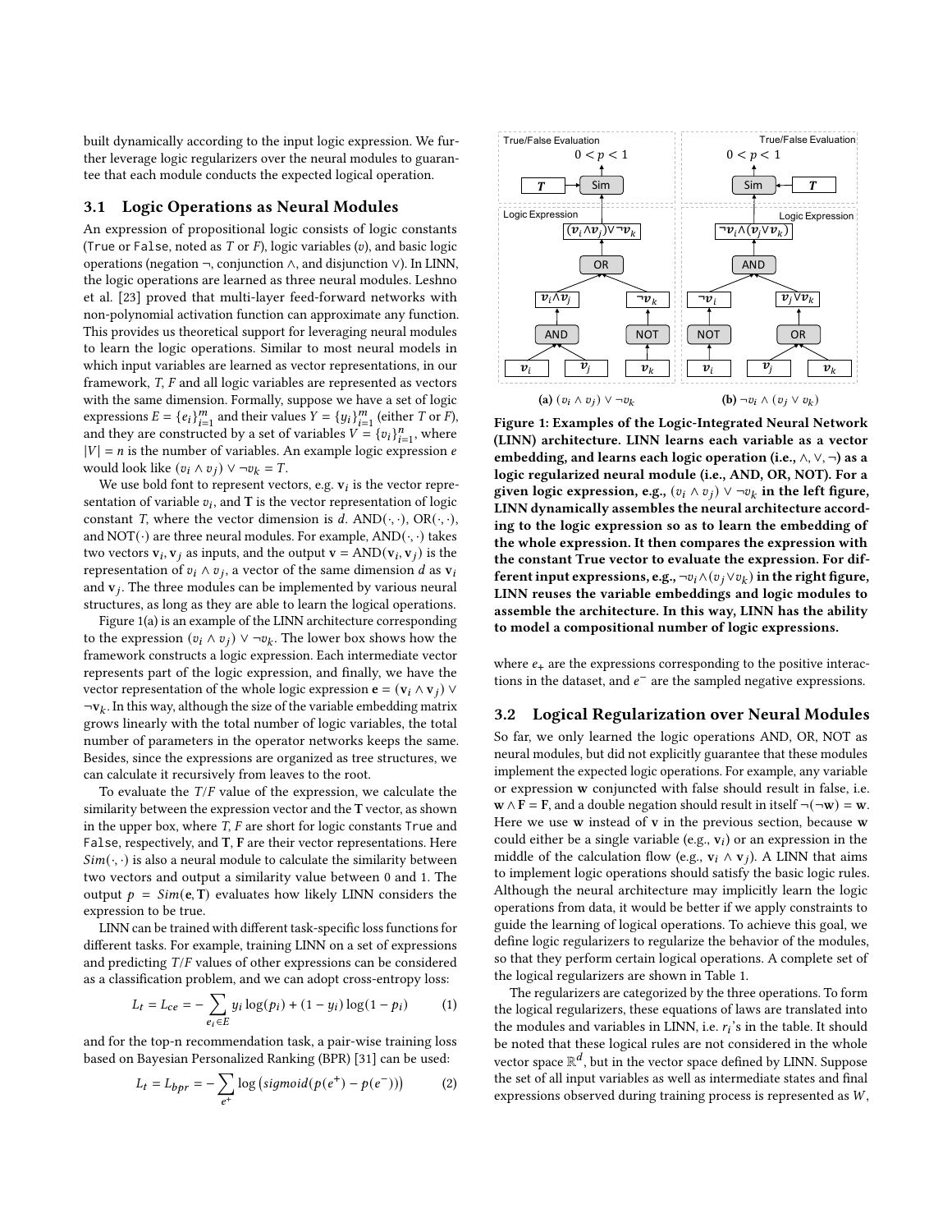built dynamically according to the input logic expression. We further leverage logic regularizers over the neural modules to guarantee that each module conducts the expected logical operation.

### 3.1 Logic Operations as Neural Modules

An expression of propositional logic consists of logic constants (True or False, noted as $T$ or $F$), logic variables ($v$), and basic logic operations (negation $\neg$, conjunction $\wedge$, and disjunction $\vee$). In LINN, the logic operations are learned as three neural modules. Leshno et al. [23] proved that multi-layer feed-forward networks with non-polynomial activation function can approximate any function. This provides us theoretical support for leveraging neural modules to learn the logic operations. Similar to most neural models in which input variables are learned as vector representations, in our framework, $T$, $F$ and all logic variables are represented as vectors with the same dimension. Formally, suppose we have a set of logic expressions $E = \{e_i\}_{i=1}^m$ and their values $Y = \{y_i\}_{i=1}^m$ (either $T$ or $F$), and they are constructed by a set of variables $V = \{v_i\}_{i=1}^n$, where $|V| = n$ is the number of variables. An example logic expression $e$ would look like $(v_i \wedge v_j) \vee \neg v_k = T$.

We use bold font to represent vectors, e.g. $\mathbf{v}_i$ is the vector representation of variable $v_i$, and $\mathbf{T}$ is the vector representation of logic constant $T$, where the vector dimension is $d$. AND$(\cdot,\cdot)$, OR$(\cdot,\cdot)$, and NOT$(\cdot)$ are three neural modules. For example, AND$(\cdot,\cdot)$ takes two vectors $\mathbf{v}_i, \mathbf{v}_j$ as inputs, and the output $\mathbf{v} = \text{AND}(\mathbf{v}_i, \mathbf{v}_j)$ is the representation of $v_i \wedge v_j$, a vector of the same dimension $d$ as $\mathbf{v}_i$ and $\mathbf{v}_j$. The three modules can be implemented by various neural structures, as long as they are able to learn the logical operations.

Figure 1(a) is an example of the LINN architecture corresponding to the expression $(v_i \wedge v_j) \vee \neg v_k$. The lower box shows how the framework constructs a logic expression. Each intermediate vector represents part of the logic expression, and finally, we have the vector representation of the whole logic expression $\mathbf{e} = (\mathbf{v}_i \wedge \mathbf{v}_j) \vee \neg \mathbf{v}_k$. In this way, although the size of the variable embedding matrix grows linearly with the total number of logic variables, the total number of parameters in the operator networks keeps the same. Besides, since the expressions are organized as tree structures, we can calculate it recursively from leaves to the root.

To evaluate the $T/F$ value of the expression, we calculate the similarity between the expression vector and the $\mathbf{T}$ vector, as shown in the upper box, where $T$, $F$ are short for logic constants True and False, respectively, and $\mathbf{T}$, $\mathbf{F}$ are their vector representations. Here $Sim(\cdot,\cdot)$ is also a neural module to calculate the similarity between two vectors and output a similarity value between 0 and 1. The output $p = Sim(\mathbf{e}, \mathbf{T})$ evaluates how likely LINN considers the expression to be true.

LINN can be trained with different task-specific loss functions for different tasks. For example, training LINN on a set of expressions and predicting $T/F$ values of other expressions can be considered as a classification problem, and we can adopt cross-entropy loss:

$$L_t = L_{ce} = -\sum_{e_i \in E} y_i \log(p_i) + (1 - y_i)\log(1 - p_i) \qquad (1)$$

and for the top-n recommendation task, a pair-wise training loss based on Bayesian Personalized Ranking (BPR) [31] can be used:

$$L_t = L_{bpr} = -\sum_{e^+} \log\left(sigmoid(p(e^+) - p(e^-))\right) \qquad (2)$$

**(a)** $(v_i \wedge v_j) \vee \neg v_k$ **(b)** $\neg v_i \wedge (v_j \vee v_k)$

**Figure 1: Examples of the Logic-Integrated Neural Network (LINN) architecture. LINN learns each variable as a vector embedding, and learns each logic operation (i.e., $\wedge, \vee, \neg$) as a logic regularized neural module (i.e., AND, OR, NOT). For a given logic expression, e.g., $(v_i \wedge v_j) \vee \neg v_k$ in the left figure, LINN dynamically assembles the neural architecture according to the logic expression so as to learn the embedding of the whole expression. It then compares the expression with the constant True vector to evaluate the expression. For different input expressions, e.g., $\neg v_i \wedge (v_j \vee v_k)$ in the right figure, LINN reuses the variable embeddings and logic modules to assemble the architecture. In this way, LINN has the ability to model a compositional number of logic expressions.**

where $e_+$ are the expressions corresponding to the positive interactions in the dataset, and $e^-$ are the sampled negative expressions.

### 3.2 Logical Regularization over Neural Modules

So far, we only learned the logic operations AND, OR, NOT as neural modules, but did not explicitly guarantee that these modules implement the expected logic operations. For example, any variable or expression $\mathbf{w}$ conjuncted with false should result in false, i.e. $\mathbf{w} \wedge \mathbf{F} = \mathbf{F}$, and a double negation should result in itself $\neg(\neg \mathbf{w}) = \mathbf{w}$. Here we use $\mathbf{w}$ instead of $\mathbf{v}$ in the previous section, because $\mathbf{w}$ could either be a single variable (e.g., $\mathbf{v}_i$) or an expression in the middle of the calculation flow (e.g., $\mathbf{v}_i \wedge \mathbf{v}_j$). A LINN that aims to implement logic operations should satisfy the basic logic rules. Although the neural architecture may implicitly learn the logic operations from data, it would be better if we apply constraints to guide the learning of logical operations. To achieve this goal, we define logic regularizers to regularize the behavior of the modules, so that they perform certain logical operations. A complete set of the logical regularizers are shown in Table 1.

The regularizers are categorized by the three operations. To form the logical regularizers, these equations of laws are translated into the modules and variables in LINN, i.e. $r_i$'s in the table. It should be noted that these logical rules are not considered in the whole vector space $\mathbb{R}^d$, but in the vector space defined by LINN. Suppose the set of all input variables as well as intermediate states and final expressions observed during training process is represented as $W$,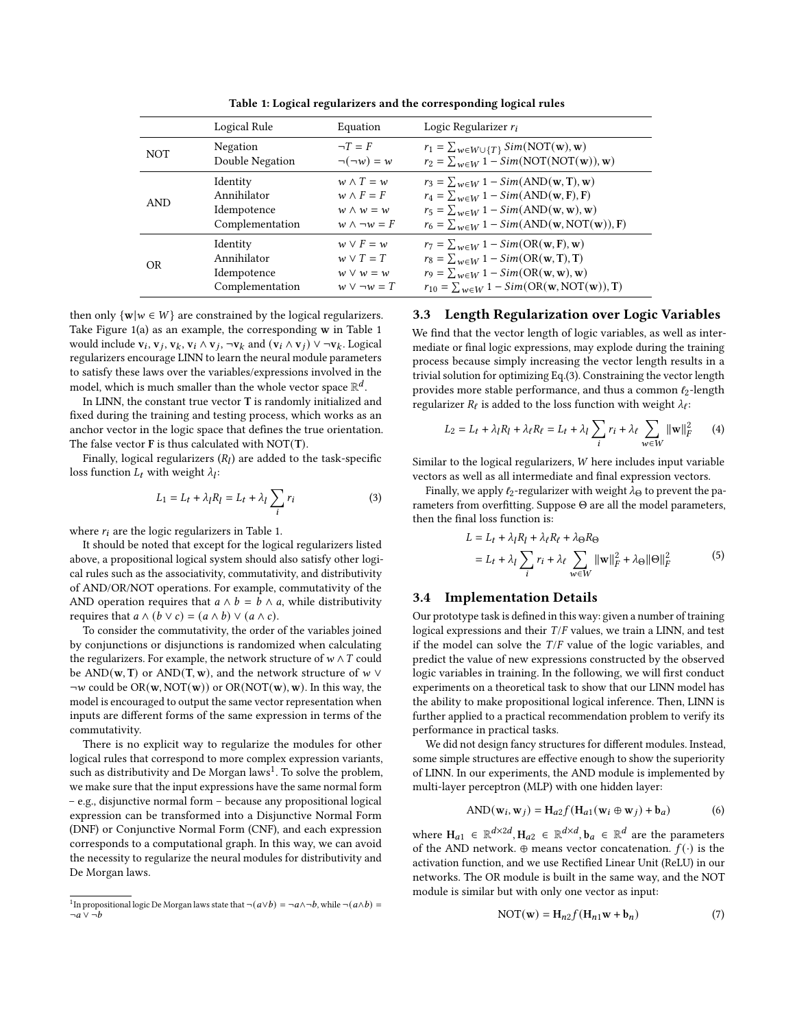**Table 1: Logical regularizers and the corresponding logical rules**

| | Logical Rule | Equation | Logic Regularizer $r_i$ |
|---|---|---|---|
| NOT | Negation | $\neg T = F$ | $r_1 = \sum_{w \in W \cup \{T\}} Sim(\text{NOT}(\mathbf{w}), \mathbf{w})$ |
| | Double Negation | $\neg(\neg w) = w$ | $r_2 = \sum_{w \in W} 1 - Sim(\text{NOT}(\text{NOT}(\mathbf{w})), \mathbf{w})$ |
| AND | Identity | $w \wedge T = w$ | $r_3 = \sum_{w \in W} 1 - Sim(\text{AND}(\mathbf{w}, \mathbf{T}), \mathbf{w})$ |
| | Annihilator | $w \wedge F = F$ | $r_4 = \sum_{w \in W} 1 - Sim(\text{AND}(\mathbf{w}, \mathbf{F}), \mathbf{F})$ |
| | Idempotence | $w \wedge w = w$ | $r_5 = \sum_{w \in W} 1 - Sim(\text{AND}(\mathbf{w}, \mathbf{w}), \mathbf{w})$ |
| | Complementation | $w \wedge \neg w = F$ | $r_6 = \sum_{w \in W} 1 - Sim(\text{AND}(\mathbf{w}, \text{NOT}(\mathbf{w})), \mathbf{F})$ |
| OR | Identity | $w \vee F = w$ | $r_7 = \sum_{w \in W} 1 - Sim(\text{OR}(\mathbf{w}, \mathbf{F}), \mathbf{w})$ |
| | Annihilator | $w \vee T = T$ | $r_8 = \sum_{w \in W} 1 - Sim(\text{OR}(\mathbf{w}, \mathbf{T}), \mathbf{T})$ |
| | Idempotence | $w \vee w = w$ | $r_9 = \sum_{w \in W} 1 - Sim(\text{OR}(\mathbf{w}, \mathbf{w}), \mathbf{w})$ |
| | Complementation | $w \vee \neg w = T$ | $r_{10} = \sum_{w \in W} 1 - Sim(\text{OR}(\mathbf{w}, \text{NOT}(\mathbf{w})), \mathbf{T})$ |

then only $\{\mathbf{w} | w \in W\}$ are constrained by the logical regularizers. Take Figure 1(a) as an example, the corresponding $\mathbf{w}$ in Table 1 would include $\mathbf{v}_i$, $\mathbf{v}_j$, $\mathbf{v}_k$, $\mathbf{v}_i \wedge \mathbf{v}_j$, $\neg \mathbf{v}_k$ and $(\mathbf{v}_i \wedge \mathbf{v}_j) \vee \neg \mathbf{v}_k$. Logical regularizers encourage LINN to learn the neural module parameters to satisfy these laws over the variables/expressions involved in the model, which is much smaller than the whole vector space $\mathbb{R}^d$.

In LINN, the constant true vector $\mathbf{T}$ is randomly initialized and fixed during the training and testing process, which works as an anchor vector in the logic space that defines the true orientation. The false vector $\mathbf{F}$ is thus calculated with NOT($\mathbf{T}$).

Finally, logical regularizers ($R_l$) are added to the task-specific loss function $L_t$ with weight $\lambda_l$:

$$L_1 = L_t + \lambda_l R_l = L_t + \lambda_l \sum_i r_i \tag{3}$$

where $r_i$ are the logic regularizers in Table 1.

It should be noted that except for the logical regularizers listed above, a propositional logical system should also satisfy other logical rules such as the associativity, commutativity, and distributivity of AND/OR/NOT operations. For example, commutativity of the AND operation requires that $a \wedge b = b \wedge a$, while distributivity requires that $a \wedge (b \vee c) = (a \wedge b) \vee (a \wedge c)$.

To consider the commutativity, the order of the variables joined by conjunctions or disjunctions is randomized when calculating the regularizers. For example, the network structure of $w \wedge T$ could be AND($\mathbf{w}, \mathbf{T}$) or AND($\mathbf{T}, \mathbf{w}$), and the network structure of $w \vee \neg w$ could be OR($\mathbf{w}$, NOT($\mathbf{w}$)) or OR(NOT($\mathbf{w}$), $\mathbf{w}$). In this way, the model is encouraged to output the same vector representation when inputs are different forms of the same expression in terms of the commutativity.

There is no explicit way to regularize the modules for other logical rules that correspond to more complex expression variants, such as distributivity and De Morgan laws[1]. To solve the problem, we make sure that the input expressions have the same normal form – e.g., disjunctive normal form – because any propositional logical expression can be transformed into a Disjunctive Normal Form (DNF) or Conjunctive Normal Form (CNF), and each expression corresponds to a computational graph. In this way, we can avoid the necessity to regularize the neural modules for distributivity and De Morgan laws.

[1] In propositional logic De Morgan laws state that $\neg(a \vee b) = \neg a \wedge \neg b$, while $\neg(a \wedge b) = \neg a \vee \neg b$

### 3.3 Length Regularization over Logic Variables

We find that the vector length of logic variables, as well as intermediate or final logic expressions, may explode during the training process because simply increasing the vector length results in a trivial solution for optimizing Eq.(3). Constraining the vector length provides more stable performance, and thus a common $\ell_2$-length regularizer $R_\ell$ is added to the loss function with weight $\lambda_\ell$:

$$L_2 = L_t + \lambda_l R_l + \lambda_\ell R_\ell = L_t + \lambda_l \sum_i r_i + \lambda_\ell \sum_{w \in W} \|\mathbf{w}\|_F^2 \tag{4}$$

Similar to the logical regularizers, $W$ here includes input variable vectors as well as all intermediate and final expression vectors.

Finally, we apply $\ell_2$-regularizer with weight $\lambda_\Theta$ to prevent the parameters from overfitting. Suppose $\Theta$ are all the model parameters, then the final loss function is:

$$\begin{aligned} L &= L_t + \lambda_l R_l + \lambda_\ell R_\ell + \lambda_\Theta R_\Theta \\ &= L_t + \lambda_l \sum_i r_i + \lambda_\ell \sum_{w \in W} \|\mathbf{w}\|_F^2 + \lambda_\Theta \|\Theta\|_F^2 \end{aligned} \tag{5}$$

### 3.4 Implementation Details

Our prototype task is defined in this way: given a number of training logical expressions and their $T/F$ values, we train a LINN, and test if the model can solve the $T/F$ value of the logic variables, and predict the value of new expressions constructed by the observed logic variables in training. In the following, we will first conduct experiments on a theoretical task to show that our LINN model has the ability to make propositional logical inference. Then, LINN is further applied to a practical recommendation problem to verify its performance in practical tasks.

We did not design fancy structures for different modules. Instead, some simple structures are effective enough to show the superiority of LINN. In our experiments, the AND module is implemented by multi-layer perceptron (MLP) with one hidden layer:

$$\text{AND}(\mathbf{w}_i, \mathbf{w}_j) = \mathbf{H}_{a2} f(\mathbf{H}_{a1}(\mathbf{w}_i \oplus \mathbf{w}_j) + \mathbf{b}_a) \tag{6}$$

where $\mathbf{H}_{a1} \in \mathbb{R}^{d \times 2d}$, $\mathbf{H}_{a2} \in \mathbb{R}^{d \times d}$, $\mathbf{b}_a \in \mathbb{R}^d$ are the parameters of the AND network. $\oplus$ means vector concatenation. $f(\cdot)$ is the activation function, and we use Rectified Linear Unit (ReLU) in our networks. The OR module is built in the same way, and the NOT module is similar but with only one vector as input:

$$\text{NOT}(\mathbf{w}) = \mathbf{H}_{n2} f(\mathbf{H}_{n1}\mathbf{w} + \mathbf{b}_n) \tag{7}$$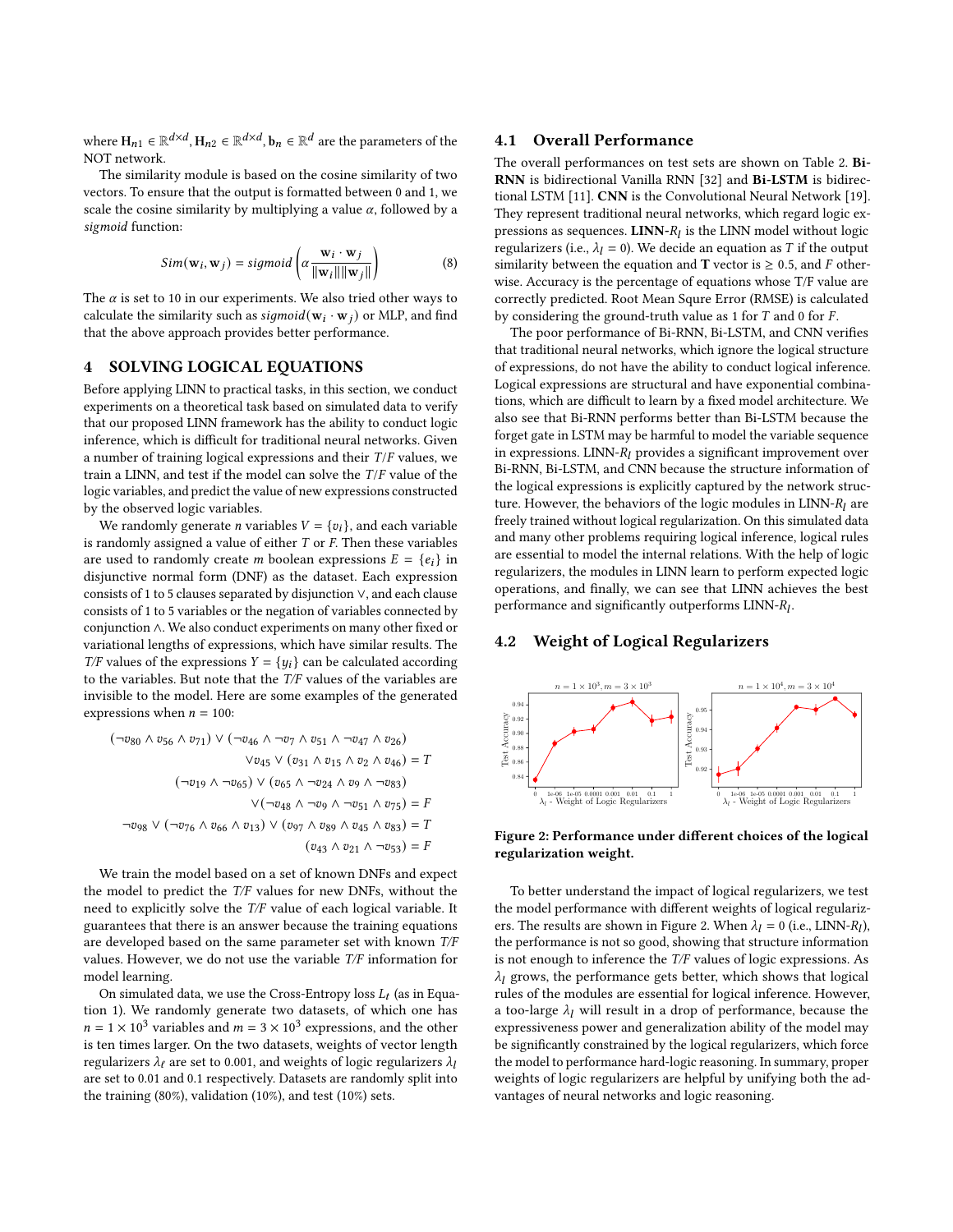where $\mathbf{H}_{n1} \in \mathbb{R}^{d \times d}, \mathbf{H}_{n2} \in \mathbb{R}^{d \times d}, \mathbf{b}_n \in \mathbb{R}^d$ are the parameters of the NOT network.

The similarity module is based on the cosine similarity of two vectors. To ensure that the output is formatted between 0 and 1, we scale the cosine similarity by multiplying a value $\alpha$, followed by a *sigmoid* function:

$$Sim(\mathbf{w}_i, \mathbf{w}_j) = sigmoid\left(\alpha \frac{\mathbf{w}_i \cdot \mathbf{w}_j}{\|\mathbf{w}_i\| \|\mathbf{w}_j\|}\right) \tag{8}$$

The $\alpha$ is set to 10 in our experiments. We also tried other ways to calculate the similarity such as $sigmoid(\mathbf{w}_i \cdot \mathbf{w}_j)$ or MLP, and find that the above approach provides better performance.

# 4 SOLVING LOGICAL EQUATIONS

Before applying LINN to practical tasks, in this section, we conduct experiments on a theoretical task based on simulated data to verify that our proposed LINN framework has the ability to conduct logic inference, which is difficult for traditional neural networks. Given a number of training logical expressions and their *T/F* values, we train a LINN, and test if the model can solve the *T/F* value of the logic variables, and predict the value of new expressions constructed by the observed logic variables.

We randomly generate $n$ variables $V = \{v_i\}$, and each variable is randomly assigned a value of either $T$ or $F$. Then these variables are used to randomly create $m$ boolean expressions $E = \{e_i\}$ in disjunctive normal form (DNF) as the dataset. Each expression consists of 1 to 5 clauses separated by disjunction $\vee$, and each clause consists of 1 to 5 variables or the negation of variables connected by conjunction $\wedge$. We also conduct experiments on many other fixed or variational lengths of expressions, which have similar results. The *T/F* values of the expressions $Y = \{y_i\}$ can be calculated according to the variables. But note that the *T/F* values of the variables are invisible to the model. Here are some examples of the generated expressions when $n = 100$:

$$(\neg v_{80} \wedge v_{56} \wedge v_{71}) \vee (\neg v_{46} \wedge \neg v_7 \wedge v_{51} \wedge \neg v_{47} \wedge v_{26})$$
$$\vee v_{45} \vee (v_{31} \wedge v_{15} \wedge v_2 \wedge v_{46}) = T$$
$$(\neg v_{19} \wedge \neg v_{65}) \vee (v_{65} \wedge \neg v_{24} \wedge v_9 \wedge \neg v_{83})$$
$$\vee(\neg v_{48} \wedge \neg v_9 \wedge \neg v_{51} \wedge v_{75}) = F$$
$$\neg v_{98} \vee (\neg v_{76} \wedge v_{66} \wedge v_{13}) \vee (v_{97} \wedge v_{89} \wedge v_{45} \wedge v_{83}) = T$$
$$(v_{43} \wedge v_{21} \wedge \neg v_{53}) = F$$

We train the model based on a set of known DNFs and expect the model to predict the *T/F* values for new DNFs, without the need to explicitly solve the *T/F* value of each logical variable. It guarantees that there is an answer because the training equations are developed based on the same parameter set with known *T/F* values. However, we do not use the variable *T/F* information for model learning.

On simulated data, we use the Cross-Entropy loss $L_t$ (as in Equation 1). We randomly generate two datasets, of which one has $n = 1 \times 10^3$ variables and $m = 3 \times 10^3$ expressions, and the other is ten times larger. On the two datasets, weights of vector length regularizers $\lambda_\ell$ are set to 0.001, and weights of logic regularizers $\lambda_l$ are set to 0.01 and 0.1 respectively. Datasets are randomly split into the training (80%), validation (10%), and test (10%) sets.

## 4.1 Overall Performance

The overall performances on test sets are shown on Table 2. **Bi-RNN** is bidirectional Vanilla RNN [32] and **Bi-LSTM** is bidirectional LSTM [11]. **CNN** is the Convolutional Neural Network [19]. They represent traditional neural networks, which regard logic expressions as sequences. **LINN-$R_l$** is the LINN model without logic regularizers (i.e., $\lambda_l = 0$). We decide an equation as $T$ if the output similarity between the equation and **T** vector is $\geq 0.5$, and $F$ otherwise. Accuracy is the percentage of equations whose T/F value are correctly predicted. Root Mean Squre Error (RMSE) is calculated by considering the ground-truth value as 1 for $T$ and 0 for $F$.

The poor performance of Bi-RNN, Bi-LSTM, and CNN verifies that traditional neural networks, which ignore the logical structure of expressions, do not have the ability to conduct logical inference. Logical expressions are structural and have exponential combinations, which are difficult to learn by a fixed model architecture. We also see that Bi-RNN performs better than Bi-LSTM because the forget gate in LSTM may be harmful to model the variable sequence in expressions. LINN-$R_l$ provides a significant improvement over Bi-RNN, Bi-LSTM, and CNN because the structure information of the logical expressions is explicitly captured by the network structure. However, the behaviors of the logic modules in LINN-$R_l$ are freely trained without logical regularization. On this simulated data and many other problems requiring logical inference, logical rules are essential to model the internal relations. With the help of logic regularizers, the modules in LINN learn to perform expected logic operations, and finally, we can see that LINN achieves the best performance and significantly outperforms LINN-$R_l$.

## 4.2 Weight of Logical Regularizers

**Figure 2: Performance under different choices of the logical regularization weight.**

To better understand the impact of logical regularizers, we test the model performance with different weights of logical regularizers. The results are shown in Figure 2. When $\lambda_l = 0$ (i.e., LINN-$R_l$), the performance is not so good, showing that structure information is not enough to inference the *T/F* values of logic expressions. As $\lambda_l$ grows, the performance gets better, which shows that logical rules of the modules are essential for logical inference. However, a too-large $\lambda_l$ will result in a drop of performance, because the expressiveness power and generalization ability of the model may be significantly constrained by the logical regularizers, which force the model to performance hard-logic reasoning. In summary, proper weights of logic regularizers are helpful by unifying both the advantages of neural networks and logic reasoning.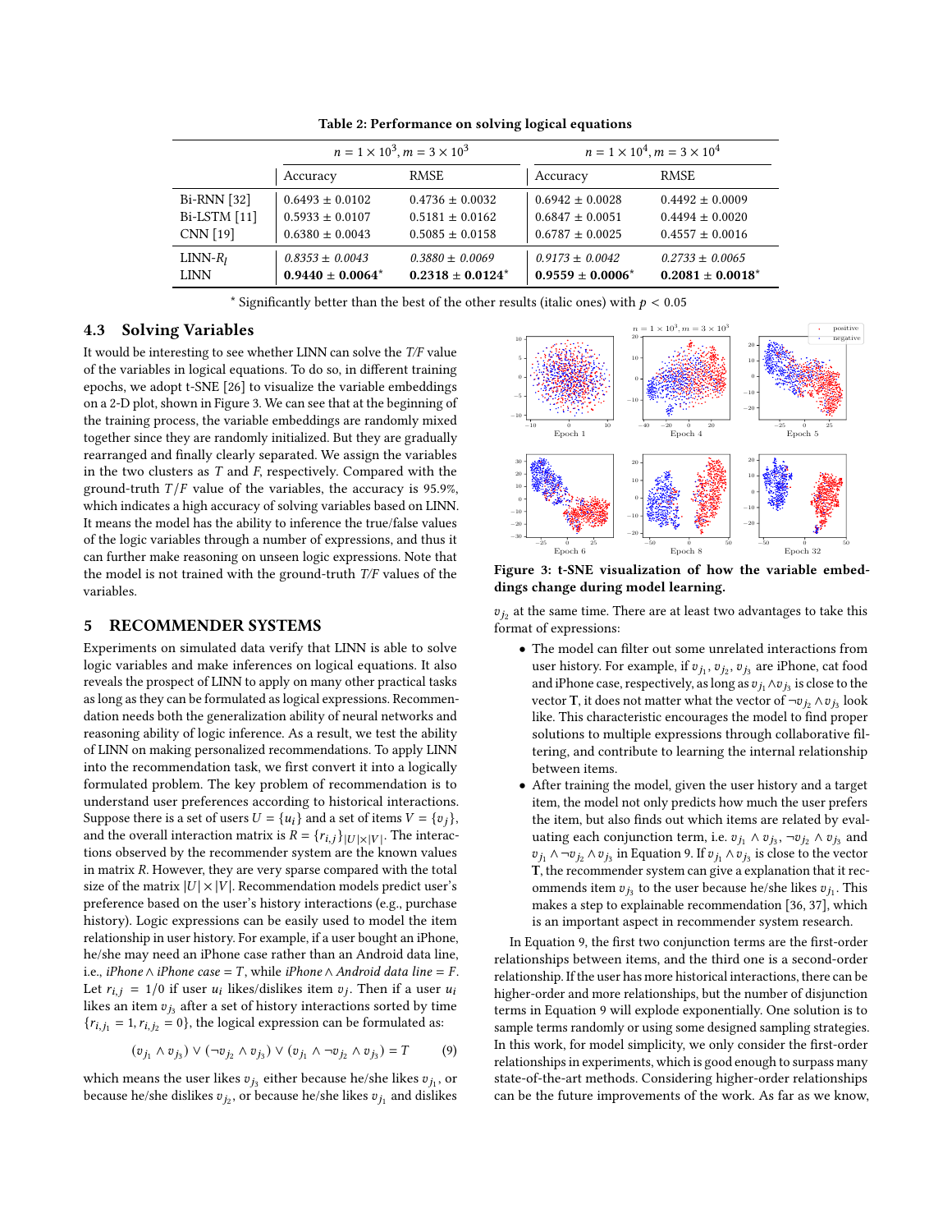**Table 2: Performance on solving logical equations**

| | $n = 1 \times 10^3, m = 3 \times 10^3$ | | $n = 1 \times 10^4, m = 3 \times 10^4$ | |
|---|---|---|---|---|
| | Accuracy | RMSE | Accuracy | RMSE |
| Bi-RNN [32] | 0.6493 ± 0.0102 | 0.4736 ± 0.0032 | 0.6942 ± 0.0028 | 0.4492 ± 0.0009 |
| Bi-LSTM [11] | 0.5933 ± 0.0107 | 0.5181 ± 0.0162 | 0.6847 ± 0.0051 | 0.4494 ± 0.0020 |
| CNN [19] | 0.6380 ± 0.0043 | 0.5085 ± 0.0158 | 0.6787 ± 0.0025 | 0.4557 ± 0.0016 |
| LINN-$R_l$ | *0.8353 ± 0.0043* | *0.3880 ± 0.0069* | *0.9173 ± 0.0042* | *0.2733 ± 0.0065* |
| LINN | **0.9440 ± 0.0064*** | **0.2318 ± 0.0124*** | **0.9559 ± 0.0006*** | **0.2081 ± 0.0018*** |

\* Significantly better than the best of the other results (italic ones) with $p < 0.05$

## 4.3 Solving Variables

It would be interesting to see whether LINN can solve the *T/F* value of the variables in logical equations. To do so, in different training epochs, we adopt t-SNE [26] to visualize the variable embeddings on a 2-D plot, shown in Figure 3. We can see that at the beginning of the training process, the variable embeddings are randomly mixed together since they are randomly initialized. But they are gradually rearranged and finally clearly separated. We assign the variables in the two clusters as $T$ and $F$, respectively. Compared with the ground-truth $T/F$ value of the variables, the accuracy is 95.9%, which indicates a high accuracy of solving variables based on LINN. It means the model has the ability to inference the true/false values of the logic variables through a number of expressions, and thus it can further make reasoning on unseen logic expressions. Note that the model is not trained with the ground-truth *T/F* values of the variables.

**Figure 3: t-SNE visualization of how the variable embeddings change during model learning.**

# 5 RECOMMENDER SYSTEMS

Experiments on simulated data verify that LINN is able to solve logic variables and make inferences on logical equations. It also reveals the prospect of LINN to apply on many other practical tasks as long as they can be formulated as logical expressions. Recommendation needs both the generalization ability of neural networks and reasoning ability of logic inference. As a result, we test the ability of LINN on making personalized recommendations. To apply LINN into the recommendation task, we first convert it into a logically formulated problem. The key problem of recommendation is to understand user preferences according to historical interactions. Suppose there is a set of users $U = \{u_i\}$ and a set of items $V = \{v_j\}$, and the overall interaction matrix is $R = \{r_{i,j}\}_{|U|\times|V|}$. The interactions observed by the recommender system are the known values in matrix $R$. However, they are very sparse compared with the total size of the matrix $|U| \times |V|$. Recommendation models predict user's preference based on the user's history interactions (e.g., purchase history). Logic expressions can be easily used to model the item relationship in user history. For example, if a user bought an iPhone, he/she may need an iPhone case rather than an Android data line, i.e., *iPhone* $\wedge$ *iPhone case* $= T$, while *iPhone* $\wedge$ *Android data line* $= F$. Let $r_{i,j} = 1/0$ if user $u_i$ likes/dislikes item $v_j$. Then if a user $u_i$ likes an item $v_{j_3}$ after a set of history interactions sorted by time $\{r_{i,j_1} = 1, r_{i,j_2} = 0\}$, the logical expression can be formulated as:

$$(v_{j_1} \wedge v_{j_3}) \vee (\neg v_{j_2} \wedge v_{j_3}) \vee (v_{j_1} \wedge \neg v_{j_2} \wedge v_{j_3}) = T \tag{9}$$

which means the user likes $v_{j_3}$ either because he/she likes $v_{j_1}$, or because he/she dislikes $v_{j_2}$, or because he/she likes $v_{j_1}$ and dislikes $v_{j_2}$ at the same time. There are at least two advantages to take this format of expressions:

- The model can filter out some unrelated interactions from user history. For example, if $v_{j_1}, v_{j_2}, v_{j_3}$ are iPhone, cat food and iPhone case, respectively, as long as $v_{j_1} \wedge v_{j_3}$ is close to the vector $\mathbf{T}$, it does not matter what the vector of $\neg v_{j_2} \wedge v_{j_3}$ look like. This characteristic encourages the model to find proper solutions to multiple expressions through collaborative filtering, and contribute to learning the internal relationship between items.
- After training the model, given the user history and a target item, the model not only predicts how much the user prefers the item, but also finds out which items are related by evaluating each conjunction term, i.e. $v_{j_1} \wedge v_{j_3}$, $\neg v_{j_2} \wedge v_{j_3}$ and $v_{j_1} \wedge \neg v_{j_2} \wedge v_{j_3}$ in Equation 9. If $v_{j_1} \wedge v_{j_3}$ is close to the vector $\mathbf{T}$, the recommender system can give a explanation that it recommends item $v_{j_3}$ to the user because he/she likes $v_{j_1}$. This makes a step to explainable recommendation [36, 37], which is an important aspect in recommender system research.

In Equation 9, the first two conjunction terms are the first-order relationships between items, and the third one is a second-order relationship. If the user has more historical interactions, there can be higher-order and more relationships, but the number of disjunction terms in Equation 9 will explode exponentially. One solution is to sample terms randomly or using some designed sampling strategies. In this work, for model simplicity, we only consider the first-order relationships in experiments, which is good enough to surpass many state-of-the-art methods. Considering higher-order relationships can be the future improvements of the work. As far as we know,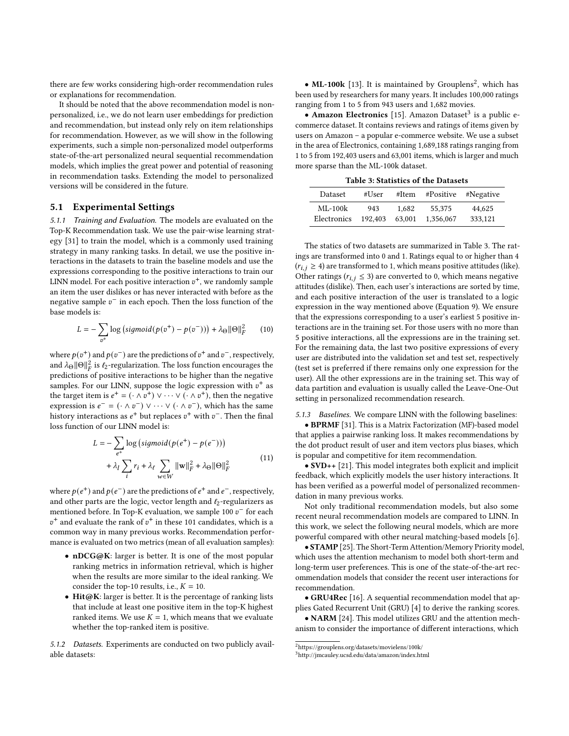there are few works considering high-order recommendation rules or explanations for recommendation.

It should be noted that the above recommendation model is non-personalized, i.e., we do not learn user embeddings for prediction and recommendation, but instead only rely on item relationships for recommendation. However, as we will show in the following experiments, such a simple non-personalized model outperforms state-of-the-art personalized neural sequential recommendation models, which implies the great power and potential of reasoning in recommendation tasks. Extending the model to personalized versions will be considered in the future.

### 5.1 Experimental Settings

*5.1.1 Training and Evaluation.* The models are evaluated on the Top-K Recommendation task. We use the pair-wise learning strategy [31] to train the model, which is a commonly used training strategy in many ranking tasks. In detail, we use the positive interactions in the datasets to train the baseline models and use the expressions corresponding to the positive interactions to train our LINN model. For each positive interaction $v^+$, we randomly sample an item the user dislikes or has never interacted with before as the negative sample $v^-$ in each epoch. Then the loss function of the base models is:

$$L = -\sum_{v^+} \log\left(sigmoid(p(v^+) - p(v^-))\right) + \lambda_\Theta \|\Theta\|_F^2 \tag{10}$$

where $p(v^+)$ and $p(v^-)$ are the predictions of $v^+$ and $v^-$, respectively, and $\lambda_\Theta \|\Theta\|_F^2$ is $\ell_2$-regularization. The loss function encourages the predictions of positive interactions to be higher than the negative samples. For our LINN, suppose the logic expression with $v^+$ as the target item is $e^+ = (\cdot \wedge v^+) \vee \cdots \vee (\cdot \wedge v^+)$, then the negative expression is $e^- = (\cdot \wedge v^-) \vee \cdots \vee (\cdot \wedge v^-)$, which has the same history interactions as $e^+$ but replaces $v^+$ with $v^-$. Then the final loss function of our LINN model is:

$$\begin{aligned} L = &-\sum_{e^+} \log\left(sigmoid(p(e^+) - p(e^-))\right) \\ &+ \lambda_l \sum_i r_i + \lambda_\ell \sum_{\mathbf{w} \in W} \|\mathbf{w}\|_F^2 + \lambda_\Theta \|\Theta\|_F^2 \end{aligned} \tag{11}$$

where $p(e^+)$ and $p(e^-)$ are the predictions of $e^+$ and $e^-$, respectively, and other parts are the logic, vector length and $\ell_2$-regularizers as mentioned before. In Top-K evaluation, we sample 100 $v^-$ for each $v^+$ and evaluate the rank of $v^+$ in these 101 candidates, which is a common way in many previous works. Recommendation performance is evaluated on two metrics (mean of all evaluation samples):

- **nDCG@K**: larger is better. It is one of the most popular ranking metrics in information retrieval, which is higher when the results are more similar to the ideal ranking. We consider the top-10 results, i.e., $K = 10$.
- **Hit@K**: larger is better. It is the percentage of ranking lists that include at least one positive item in the top-K highest ranked items. We use $K = 1$, which means that we evaluate whether the top-ranked item is positive.

*5.1.2 Datasets.* Experiments are conducted on two publicly available datasets:

- **ML-100k** [13]. It is maintained by Grouplens[2], which has been used by researchers for many years. It includes 100,000 ratings ranging from 1 to 5 from 943 users and 1,682 movies.
- **Amazon Electronics** [15]. Amazon Dataset[3] is a public e-commerce dataset. It contains reviews and ratings of items given by users on Amazon – a popular e-commerce website. We use a subset in the area of Electronics, containing 1,689,188 ratings ranging from 1 to 5 from 192,403 users and 63,001 items, which is larger and much more sparse than the ML-100k dataset.

**Table 3: Statistics of the Datasets**

| Dataset | #User | #Item | #Positive | #Negative |
|---|---|---|---|---|
| ML-100k | 943 | 1,682 | 55,375 | 44,625 |
| Electronics | 192,403 | 63,001 | 1,356,067 | 333,121 |

The statics of two datasets are summarized in Table 3. The ratings are transformed into 0 and 1. Ratings equal to or higher than 4 ($r_{i,j} \geq 4$) are transformed to 1, which means positive attitudes (like). Other ratings ($r_{i,j} \leq 3$) are converted to 0, which means negative attitudes (dislike). Then, each user's interactions are sorted by time, and each positive interaction of the user is translated to a logic expression in the way mentioned above (Equation 9). We ensure that the expressions corresponding to a user's earliest 5 positive interactions are in the training set. For those users with no more than 5 positive interactions, all the expressions are in the training set. For the remaining data, the last two positive expressions of every user are distributed into the validation set and test set, respectively (test set is preferred if there remains only one expression for the user). All the other expressions are in the training set. This way of data partition and evaluation is usually called the Leave-One-Out setting in personalized recommendation research.

*5.1.3 Baselines.* We compare LINN with the following baselines:

- **BPRMF** [31]. This is a Matrix Factorization (MF)-based model that applies a pairwise ranking loss. It makes recommendations by the dot product result of user and item vectors plus biases, which is popular and competitive for item recommendation.
- **SVD++** [21]. This model integrates both explicit and implicit feedback, which explicitly models the user history interactions. It has been verified as a powerful model of personalized recommendation in many previous works.

Not only traditional recommendation models, but also some recent neural recommendation models are compared to LINN. In this work, we select the following neural models, which are more powerful compared with other neural matching-based models [6].

- **STAMP** [25]. The Short-Term Attention/Memory Priority model, which uses the attention mechanism to model both short-term and long-term user preferences. This is one of the state-of-the-art recommendation models that consider the recent user interactions for recommendation.
- **GRU4Rec** [16]. A sequential recommendation model that applies Gated Recurrent Unit (GRU) [4] to derive the ranking scores.
- **NARM** [24]. This model utilizes GRU and the attention mechanism to consider the importance of different interactions, which

[2] https://grouplens.org/datasets/movielens/100k/

[3] http://jmcauley.ucsd.edu/data/amazon/index.html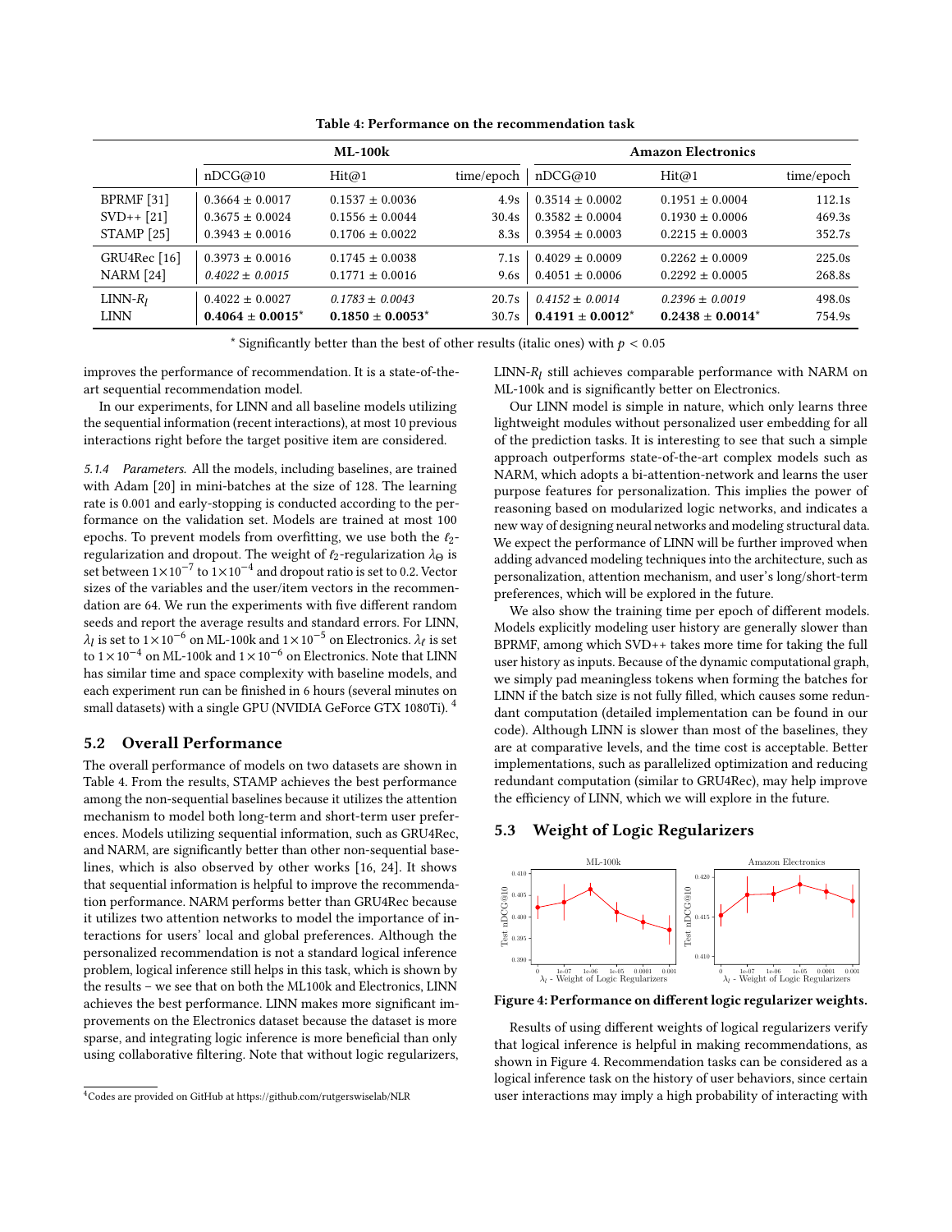**Table 4: Performance on the recommendation task**

| | ML-100k | | | Amazon Electronics | | |
|---|---|---|---|---|---|---|
| | nDCG@10 | Hit@1 | time/epoch | nDCG@10 | Hit@1 | time/epoch |
| BPRMF [31] | 0.3664 ± 0.0017 | 0.1537 ± 0.0036 | 4.9s | 0.3514 ± 0.0002 | 0.1951 ± 0.0004 | 112.1s |
| SVD++ [21] | 0.3675 ± 0.0024 | 0.1556 ± 0.0044 | 30.4s | 0.3582 ± 0.0004 | 0.1930 ± 0.0006 | 469.3s |
| STAMP [25] | 0.3943 ± 0.0016 | 0.1706 ± 0.0022 | 8.3s | 0.3954 ± 0.0003 | 0.2215 ± 0.0003 | 352.7s |
| GRU4Rec [16] | 0.3973 ± 0.0016 | 0.1745 ± 0.0038 | 7.1s | 0.4029 ± 0.0009 | 0.2262 ± 0.0009 | 225.0s |
| NARM [24] | *0.4022 ± 0.0015* | 0.1771 ± 0.0016 | 9.6s | 0.4051 ± 0.0006 | 0.2292 ± 0.0005 | 268.8s |
| LINN-$R_l$ | 0.4022 ± 0.0027 | *0.1783 ± 0.0043* | 20.7s | *0.4152 ± 0.0014* | *0.2396 ± 0.0019* | 498.0s |
| LINN | **0.4064 ± 0.0015*** | **0.1850 ± 0.0053*** | 30.7s | **0.4191 ± 0.0012*** | **0.2438 ± 0.0014*** | 754.9s |

* Significantly better than the best of other results (italic ones) with $p < 0.05$

improves the performance of recommendation. It is a state-of-the-art sequential recommendation model.

In our experiments, for LINN and all baseline models utilizing the sequential information (recent interactions), at most 10 previous interactions right before the target positive item are considered.

*5.1.4 Parameters.* All the models, including baselines, are trained with Adam [20] in mini-batches at the size of 128. The learning rate is 0.001 and early-stopping is conducted according to the performance on the validation set. Models are trained at most 100 epochs. To prevent models from overfitting, we use both the $\ell_2$-regularization and dropout. The weight of $\ell_2$-regularization $\lambda_\Theta$ is set between $1\times10^{-7}$ to $1\times10^{-4}$ and dropout ratio is set to 0.2. Vector sizes of the variables and the user/item vectors in the recommendation are 64. We run the experiments with five different random seeds and report the average results and standard errors. For LINN, $\lambda_l$ is set to $1\times10^{-6}$ on ML-100k and $1\times10^{-5}$ on Electronics. $\lambda_\ell$ is set to $1\times10^{-4}$ on ML-100k and $1\times10^{-6}$ on Electronics. Note that LINN has similar time and space complexity with baseline models, and each experiment run can be finished in 6 hours (several minutes on small datasets) with a single GPU (NVIDIA GeForce GTX 1080Ti). [4]

## 5.2 Overall Performance

The overall performance of models on two datasets are shown in Table 4. From the results, STAMP achieves the best performance among the non-sequential baselines because it utilizes the attention mechanism to model both long-term and short-term user preferences. Models utilizing sequential information, such as GRU4Rec, and NARM, are significantly better than other non-sequential baselines, which is also observed by other works [16, 24]. It shows that sequential information is helpful to improve the recommendation performance. NARM performs better than GRU4Rec because it utilizes two attention networks to model the importance of interactions for users' local and global preferences. Although the personalized recommendation is not a standard logical inference problem, logical inference still helps in this task, which is shown by the results – we see that on both the ML100k and Electronics, LINN achieves the best performance. LINN makes more significant improvements on the Electronics dataset because the dataset is more sparse, and integrating logic inference is more beneficial than only using collaborative filtering. Note that without logic regularizers, LINN-$R_l$ still achieves comparable performance with NARM on ML-100k and is significantly better on Electronics.

Our LINN model is simple in nature, which only learns three lightweight modules without personalized user embedding for all of the prediction tasks. It is interesting to see that such a simple approach outperforms state-of-the-art complex models such as NARM, which adopts a bi-attention-network and learns the user purpose features for personalization. This implies the power of reasoning based on modularized logic networks, and indicates a new way of designing neural networks and modeling structural data. We expect the performance of LINN will be further improved when adding advanced modeling techniques into the architecture, such as personalization, attention mechanism, and user's long/short-term preferences, which will be explored in the future.

We also show the training time per epoch of different models. Models explicitly modeling user history are generally slower than BPRMF, among which SVD++ takes more time for taking the full user history as inputs. Because of the dynamic computational graph, we simply pad meaningless tokens when forming the batches for LINN if the batch size is not fully filled, which causes some redundant computation (detailed implementation can be found in our code). Although LINN is slower than most of the baselines, they are at comparative levels, and the time cost is acceptable. Better implementations, such as parallelized optimization and reducing redundant computation (similar to GRU4Rec), may help improve the efficiency of LINN, which we will explore in the future.

## 5.3 Weight of Logic Regularizers

**Figure 4: Performance on different logic regularizer weights.**

Results of using different weights of logical regularizers verify that logical inference is helpful in making recommendations, as shown in Figure 4. Recommendation tasks can be considered as a logical inference task on the history of user behaviors, since certain user interactions may imply a high probability of interacting with

[4] Codes are provided on GitHub at https://github.com/rutgerswiselab/NLR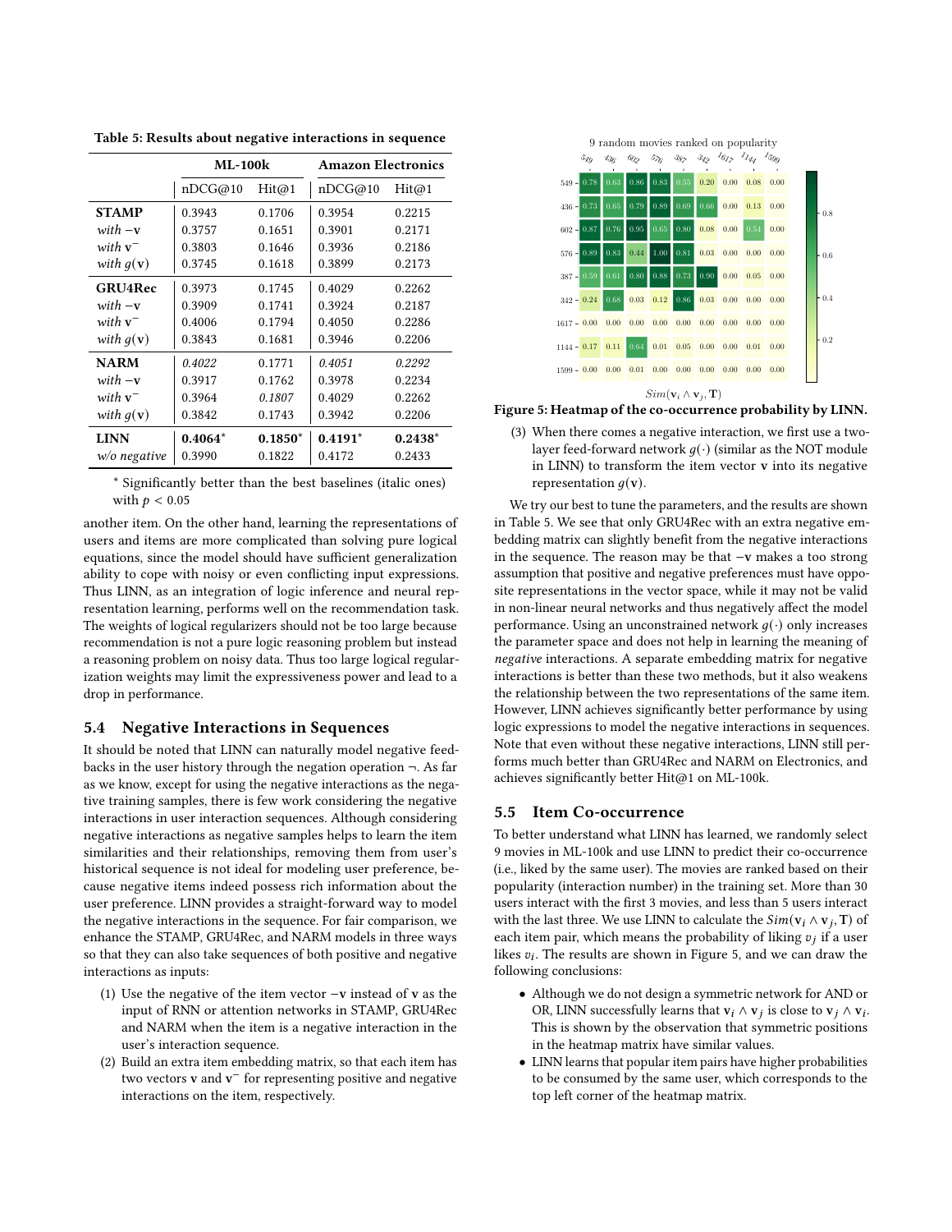**Table 5: Results about negative interactions in sequence**

| | ML-100k | | Amazon Electronics | |
|---|---|---|---|---|
| | nDCG@10 | Hit@1 | nDCG@10 | Hit@1 |
| **STAMP** | 0.3943 | 0.1706 | 0.3954 | 0.2215 |
| *with* $-\mathbf{v}$ | 0.3757 | 0.1651 | 0.3901 | 0.2171 |
| *with* $\mathbf{v}^{-}$ | 0.3803 | 0.1646 | 0.3936 | 0.2186 |
| *with* $g(\mathbf{v})$ | 0.3745 | 0.1618 | 0.3899 | 0.2173 |
| **GRU4Rec** | 0.3973 | 0.1745 | 0.4029 | 0.2262 |
| *with* $-\mathbf{v}$ | 0.3909 | 0.1741 | 0.3924 | 0.2187 |
| *with* $\mathbf{v}^{-}$ | 0.4006 | 0.1794 | 0.4050 | 0.2286 |
| *with* $g(\mathbf{v})$ | 0.3843 | 0.1681 | 0.3946 | 0.2206 |
| **NARM** | *0.4022* | 0.1771 | *0.4051* | *0.2292* |
| *with* $-\mathbf{v}$ | 0.3917 | 0.1762 | 0.3978 | 0.2234 |
| *with* $\mathbf{v}^{-}$ | 0.3964 | *0.1807* | 0.4029 | 0.2262 |
| *with* $g(\mathbf{v})$ | 0.3842 | 0.1743 | 0.3942 | 0.2206 |
| **LINN** | **0.4064*** | **0.1850*** | **0.4191*** | **0.2438*** |
| *w/o negative* | 0.3990 | 0.1822 | 0.4172 | 0.2433 |

\* Significantly better than the best baselines (italic ones) with $p < 0.05$

another item. On the other hand, learning the representations of users and items are more complicated than solving pure logical equations, since the model should have sufficient generalization ability to cope with noisy or even conflicting input expressions. Thus LINN, as an integration of logic inference and neural representation learning, performs well on the recommendation task. The weights of logical regularizers should not be too large because recommendation is not a pure logic reasoning problem but instead a reasoning problem on noisy data. Thus too large logical regularization weights may limit the expressiveness power and lead to a drop in performance.

## 5.4 Negative Interactions in Sequences

It should be noted that LINN can naturally model negative feedbacks in the user history through the negation operation $\neg$. As far as we know, except for using the negative interactions as the negative training samples, there is few work considering the negative interactions in user interaction sequences. Although considering negative interactions as negative samples helps to learn the item similarities and their relationships, removing them from user's historical sequence is not ideal for modeling user preference, because negative items indeed possess rich information about the user preference. LINN provides a straight-forward way to model the negative interactions in the sequence. For fair comparison, we enhance the STAMP, GRU4Rec, and NARM models in three ways so that they can also take sequences of both positive and negative interactions as inputs:

(1) Use the negative of the item vector $-\mathbf{v}$ instead of $\mathbf{v}$ as the input of RNN or attention networks in STAMP, GRU4Rec and NARM when the item is a negative interaction in the user's interaction sequence.
(2) Build an extra item embedding matrix, so that each item has two vectors $\mathbf{v}$ and $\mathbf{v}^{-}$ for representing positive and negative interactions on the item, respectively.
(3) When there comes a negative interaction, we first use a two-layer feed-forward network $g(\cdot)$ (similar as the NOT module in LINN) to transform the item vector $\mathbf{v}$ into its negative representation $g(\mathbf{v})$.

We try our best to tune the parameters, and the results are shown in Table 5. We see that only GRU4Rec with an extra negative embedding matrix can slightly benefit from the negative interactions in the sequence. The reason may be that $-\mathbf{v}$ makes a too strong assumption that positive and negative preferences must have opposite representations in the vector space, while it may not be valid in non-linear neural networks and thus negatively affect the model performance. Using an unconstrained network $g(\cdot)$ only increases the parameter space and does not help in learning the meaning of *negative* interactions. A separate embedding matrix for negative interactions is better than these two methods, but it also weakens the relationship between the two representations of the same item. However, LINN achieves significantly better performance by using logic expressions to model the negative interactions in sequences. Note that even without these negative interactions, LINN still performs much better than GRU4Rec and NARM on Electronics, and achieves significantly better Hit@1 on ML-100k.

9 random movies ranked on popularity

| | 549 | 436 | 602 | 576 | 387 | 342 | 1617 | 1144 | 1599 |
|---|---|---|---|---|---|---|---|---|---|
| 549 | 0.78 | 0.63 | 0.86 | 0.83 | 0.55 | 0.20 | 0.00 | 0.08 | 0.00 |
| 436 | 0.73 | 0.65 | 0.79 | 0.89 | 0.69 | 0.66 | 0.00 | 0.13 | 0.00 |
| 602 | 0.87 | 0.76 | 0.95 | 0.65 | 0.80 | 0.08 | 0.00 | 0.54 | 0.00 |
| 576 | 0.89 | 0.83 | 0.44 | 1.00 | 0.81 | 0.03 | 0.00 | 0.00 | 0.00 |
| 387 | 0.59 | 0.61 | 0.80 | 0.88 | 0.73 | 0.90 | 0.00 | 0.05 | 0.00 |
| 342 | 0.24 | 0.68 | 0.03 | 0.12 | 0.86 | 0.03 | 0.00 | 0.00 | 0.00 |
| 1617 | 0.00 | 0.00 | 0.00 | 0.00 | 0.00 | 0.00 | 0.00 | 0.00 | 0.00 |
| 1144 | 0.17 | 0.11 | 0.64 | 0.01 | 0.05 | 0.00 | 0.00 | 0.01 | 0.00 |
| 1599 | 0.00 | 0.00 | 0.01 | 0.00 | 0.00 | 0.00 | 0.00 | 0.00 | 0.00 |

$Sim(\mathbf{v}_i \wedge \mathbf{v}_j, \mathbf{T})$

**Figure 5: Heatmap of the co-occurrence probability by LINN.**

## 5.5 Item Co-occurrence

To better understand what LINN has learned, we randomly select 9 movies in ML-100k and use LINN to predict their co-occurrence (i.e., liked by the same user). The movies are ranked based on their popularity (interaction number) in the training set. More than 30 users interact with the first 3 movies, and less than 5 users interact with the last three. We use LINN to calculate the $Sim(\mathbf{v}_i \wedge \mathbf{v}_j, \mathbf{T})$ of each item pair, which means the probability of liking $v_j$ if a user likes $v_i$. The results are shown in Figure 5, and we can draw the following conclusions:

- Although we do not design a symmetric network for AND or OR, LINN successfully learns that $\mathbf{v}_i \wedge \mathbf{v}_j$ is close to $\mathbf{v}_j \wedge \mathbf{v}_i$. This is shown by the observation that symmetric positions in the heatmap matrix have similar values.
- LINN learns that popular item pairs have higher probabilities to be consumed by the same user, which corresponds to the top left corner of the heatmap matrix.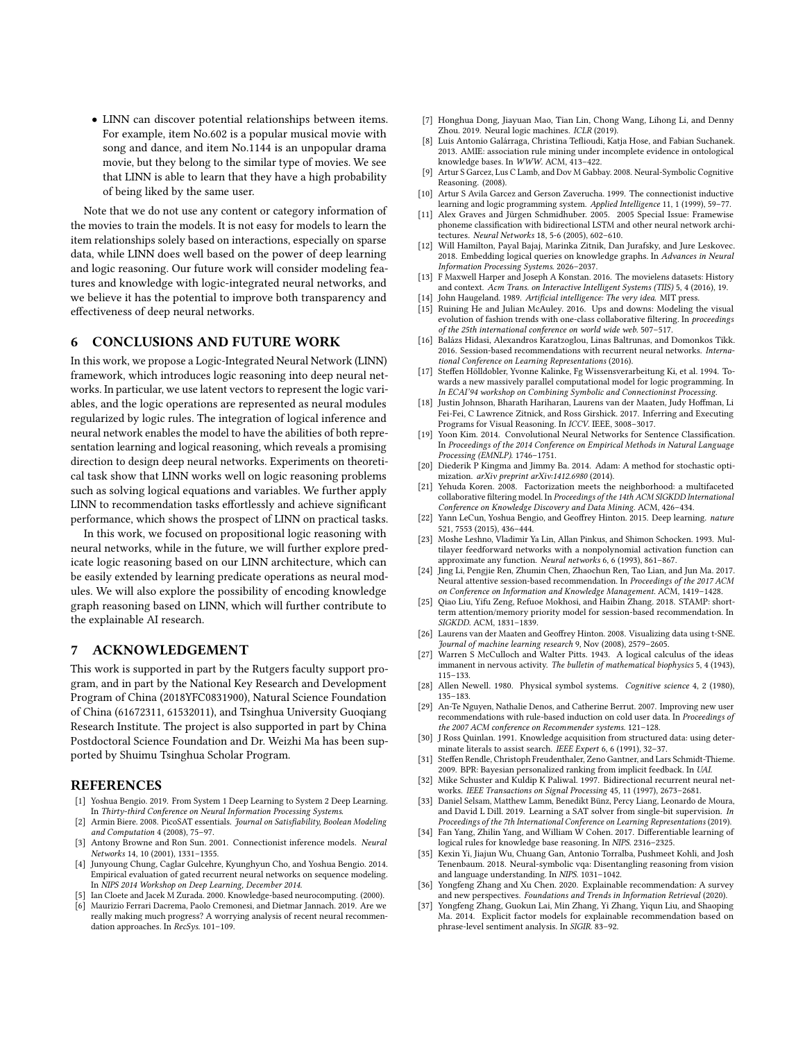- LINN can discover potential relationships between items. For example, item No.602 is a popular musical movie with song and dance, and item No.1144 is an unpopular drama movie, but they belong to the similar type of movies. We see that LINN is able to learn that they have a high probability of being liked by the same user.

Note that we do not use any content or category information of the movies to train the models. It is not easy for models to learn the item relationships solely based on interactions, especially on sparse data, while LINN does well based on the power of deep learning and logic reasoning. Our future work will consider modeling features and knowledge with logic-integrated neural networks, and we believe it has the potential to improve both transparency and effectiveness of deep neural networks.

## 6 CONCLUSIONS AND FUTURE WORK

In this work, we propose a Logic-Integrated Neural Network (LINN) framework, which introduces logic reasoning into deep neural networks. In particular, we use latent vectors to represent the logic variables, and the logic operations are represented as neural modules regularized by logic rules. The integration of logical inference and neural network enables the model to have the abilities of both representation learning and logical reasoning, which reveals a promising direction to design deep neural networks. Experiments on theoretical task show that LINN works well on logic reasoning problems such as solving logical equations and variables. We further apply LINN to recommendation tasks effortlessly and achieve significant performance, which shows the prospect of LINN on practical tasks.

In this work, we focused on propositional logic reasoning with neural networks, while in the future, we will further explore predicate logic reasoning based on our LINN architecture, which can be easily extended by learning predicate operations as neural modules. We will also explore the possibility of encoding knowledge graph reasoning based on LINN, which will further contribute to the explainable AI research.

## 7 ACKNOWLEDGEMENT

This work is supported in part by the Rutgers faculty support program, and in part by the National Key Research and Development Program of China (2018YFC0831900), Natural Science Foundation of China (61672311, 61532011), and Tsinghua University Guoqiang Research Institute. The project is also supported in part by China Postdoctoral Science Foundation and Dr. Weizhi Ma has been supported by Shuimu Tsinghua Scholar Program.

## REFERENCES

[1] Yoshua Bengio. 2019. From System 1 Deep Learning to System 2 Deep Learning. In *Thirty-third Conference on Neural Information Processing Systems*.

[2] Armin Biere. 2008. PicoSAT essentials. *Journal on Satisfiability, Boolean Modeling and Computation* 4 (2008), 75–97.

[3] Antony Browne and Ron Sun. 2001. Connectionist inference models. *Neural Networks* 14, 10 (2001), 1331–1355.

[4] Junyoung Chung, Caglar Gulcehre, Kyunghyun Cho, and Yoshua Bengio. 2014. Empirical evaluation of gated recurrent neural networks on sequence modeling. In *NIPS 2014 Workshop on Deep Learning, December 2014*.

[5] Ian Cloete and Jacek M Zurada. 2000. Knowledge-based neurocomputing. (2000).

[6] Maurizio Ferrari Dacrema, Paolo Cremonesi, and Dietmar Jannach. 2019. Are we really making much progress? A worrying analysis of recent neural recommendation approaches. In *RecSys*. 101–109.

[7] Honghua Dong, Jiayuan Mao, Tian Lin, Chong Wang, Lihong Li, and Denny Zhou. 2019. Neural logic machines. *ICLR* (2019).

[8] Luis Antonio Galárraga, Christina Teflioudi, Katja Hose, and Fabian Suchanek. 2013. AMIE: association rule mining under incomplete evidence in ontological knowledge bases. In *WWW*. ACM, 413–422.

[9] Artur S Garcez, Lus C Lamb, and Dov M Gabbay. 2008. Neural-Symbolic Cognitive Reasoning. (2008).

[10] Artur S Avila Garcez and Gerson Zaverucha. 1999. The connectionist inductive learning and logic programming system. *Applied Intelligence* 11, 1 (1999), 59–77.

[11] Alex Graves and Jürgen Schmidhuber. 2005. 2005 Special Issue: Framewise phoneme classification with bidirectional LSTM and other neural network architectures. *Neural Networks* 18, 5-6 (2005), 602–610.

[12] Will Hamilton, Payal Bajaj, Marinka Zitnik, Dan Jurafsky, and Jure Leskovec. 2018. Embedding logical queries on knowledge graphs. In *Advances in Neural Information Processing Systems*. 2026–2037.

[13] F Maxwell Harper and Joseph A Konstan. 2016. The movielens datasets: History and context. *Acm Trans. on Interactive Intelligent Systems (TIIS)* 5, 4 (2016), 19.

[14] John Haugeland. 1989. *Artificial intelligence: The very idea*. MIT press.

[15] Ruining He and Julian McAuley. 2016. Ups and downs: Modeling the visual evolution of fashion trends with one-class collaborative filtering. In *proceedings of the 25th international conference on world wide web*. 507–517.

[16] Balázs Hidasi, Alexandros Karatzoglou, Linas Baltrunas, and Domonkos Tikk. 2016. Session-based recommendations with recurrent neural networks. *International Conference on Learning Representations* (2016).

[17] Steffen Hölldobler, Yvonne Kalinke, Fg Wissensverarbeitung Ki, et al. 1994. Towards a new massively parallel computational model for logic programming. In *In ECAI'94 workshop on Combining Symbolic and Connectioninst Processing*.

[18] Justin Johnson, Bharath Hariharan, Laurens van der Maaten, Judy Hoffman, Li Fei-Fei, C Lawrence Zitnick, and Ross Girshick. 2017. Inferring and Executing Programs for Visual Reasoning. In *ICCV*. IEEE, 3008–3017.

[19] Yoon Kim. 2014. Convolutional Neural Networks for Sentence Classification. In *Proceedings of the 2014 Conference on Empirical Methods in Natural Language Processing (EMNLP)*. 1746–1751.

[20] Diederik P Kingma and Jimmy Ba. 2014. Adam: A method for stochastic optimization. *arXiv preprint arXiv:1412.6980* (2014).

[21] Yehuda Koren. 2008. Factorization meets the neighborhood: a multifaceted collaborative filtering model. In *Proceedings of the 14th ACM SIGKDD International Conference on Knowledge Discovery and Data Mining*. ACM, 426–434.

[22] Yann LeCun, Yoshua Bengio, and Geoffrey Hinton. 2015. Deep learning. *nature* 521, 7553 (2015), 436–444.

[23] Moshe Leshno, Vladimir Ya Lin, Allan Pinkus, and Shimon Schocken. 1993. Multilayer feedforward networks with a nonpolynomial activation function can approximate any function. *Neural networks* 6, 6 (1993), 861–867.

[24] Jing Li, Pengjie Ren, Zhumin Chen, Zhaochun Ren, Tao Lian, and Jun Ma. 2017. Neural attentive session-based recommendation. In *Proceedings of the 2017 ACM on Conference on Information and Knowledge Management*. ACM, 1419–1428.

[25] Qiao Liu, Yifu Zeng, Refuoe Mokhosi, and Haibin Zhang. 2018. STAMP: short-term attention/memory priority model for session-based recommendation. In *SIGKDD*. ACM, 1831–1839.

[26] Laurens van der Maaten and Geoffrey Hinton. 2008. Visualizing data using t-SNE. *Journal of machine learning research* 9, Nov (2008), 2579–2605.

[27] Warren S McCulloch and Walter Pitts. 1943. A logical calculus of the ideas immanent in nervous activity. *The bulletin of mathematical biophysics* 5, 4 (1943), 115–133.

[28] Allen Newell. 1980. Physical symbol systems. *Cognitive science* 4, 2 (1980), 135–183.

[29] An-Te Nguyen, Nathalie Denos, and Catherine Berrut. 2007. Improving new user recommendations with rule-based induction on cold user data. In *Proceedings of the 2007 ACM conference on Recommender systems*. 121–128.

[30] J Ross Quinlan. 1991. Knowledge acquisition from structured data: using determinate literals to assist search. *IEEE Expert* 6, 6 (1991), 32–37.

[31] Steffen Rendle, Christoph Freudenthaler, Zeno Gantner, and Lars Schmidt-Thieme. 2009. BPR: Bayesian personalized ranking from implicit feedback. In *UAI*.

[32] Mike Schuster and Kuldip K Paliwal. 1997. Bidirectional recurrent neural networks. *IEEE Transactions on Signal Processing* 45, 11 (1997), 2673–2681.

[33] Daniel Selsam, Matthew Lamm, Benedikt Bünz, Percy Liang, Leonardo de Moura, and David L Dill. 2019. Learning a SAT solver from single-bit supervision. *In Proceedings of the 7th International Conference on Learning Representations* (2019).

[34] Fan Yang, Zhilin Yang, and William W Cohen. 2017. Differentiable learning of logical rules for knowledge base reasoning. In *NIPS*. 2316–2325.

[35] Kexin Yi, Jiajun Wu, Chuang Gan, Antonio Torralba, Pushmeet Kohli, and Josh Tenenbaum. 2018. Neural-symbolic vqa: Disentangling reasoning from vision and language understanding. In *NIPS*. 1031–1042.

[36] Yongfeng Zhang and Xu Chen. 2020. Explainable recommendation: A survey and new perspectives. *Foundations and Trends in Information Retrieval* (2020).

[37] Yongfeng Zhang, Guokun Lai, Min Zhang, Yi Zhang, Yiqun Liu, and Shaoping Ma. 2014. Explicit factor models for explainable recommendation based on phrase-level sentiment analysis. In *SIGIR*. 83–92.